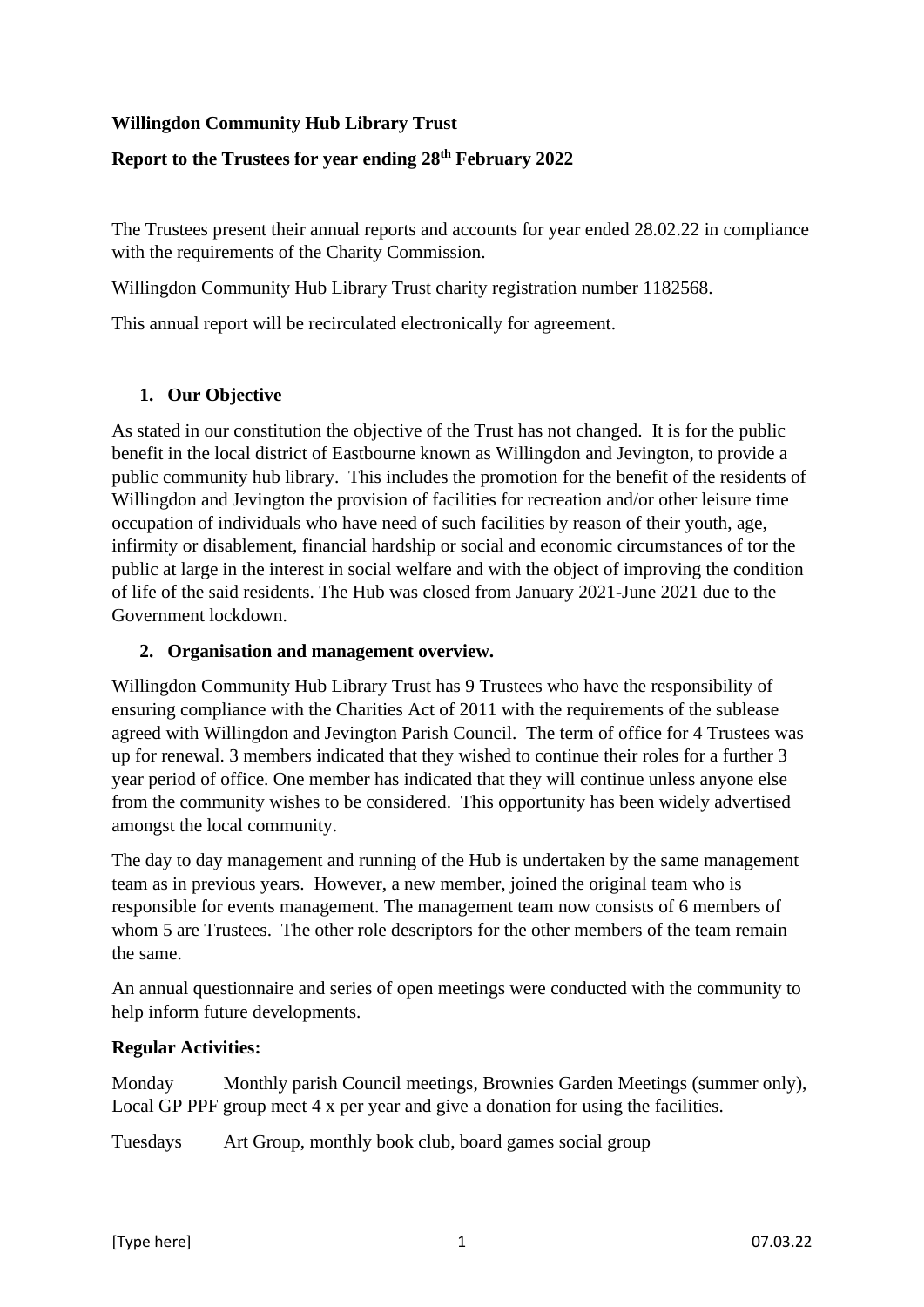**Willingdon Community Hub Library Trust**

**Report to the Trustees for year ending 28th February 2022**

The Trustees present their annual reports and accounts for year ended 28.02.22 in compliance with the requirements of the Charity Commission.

Willingdon Community Hub Library Trust charity registration number 1182568.

This annual report will be recirculated electronically for agreement.

1. **Our Objective**

As stated in our constitution the objective of the Trust has not changed. It is for the public benefit in the local district of Eastbourne known as Willingdon and Jevington, to provide a public community hub library. This includes the promotion for the benefit of the residents of Willingdon and Jevington the provision of facilities for recreation and/or other leisure time occupation of individuals who have need of such facilities by reason of their youth, age, infirmity or disablement, financial hardship or social and economic circumstances of tor the public at large in the interest in social welfare and with the object of improving the condition of life of the said residents. The Hub was closed from January 2021-June 2021 due to the Government lockdown.

2. **Organisation and management overview.**

Willingdon Community Hub Library Trust has 9 Trustees who have the responsibility of ensuring compliance with the Charities Act of 2011 with the requirements of the sublease agreed with Willingdon and Jevington Parish Council. The term of office for 4 Trustees was up for renewal. 3 members indicated that they wished to continue their roles for a further 3 year period of office. One member has indicated that they will continue unless anyone else from the community wishes to be considered. This opportunity has been widely advertised amongst the local community.

The day to day management and running of the Hub is undertaken by the same management team as in previous years. However, a new member, joined the original team who is responsible for events management. The management team now consists of 6 members of whom 5 are Trustees. The other role descriptors for the other members of the team remain the same.

An annual questionnaire and series of open meetings were conducted with the community to help inform future developments.

**Regular Activities:**

Monday Monthly parish Council meetings, Brownies Garden Meetings (summer only), Local GP PPF group meet 4 x per year and give a donation for using the facilities.

Tuesdays Art Group, monthly book club, board games social group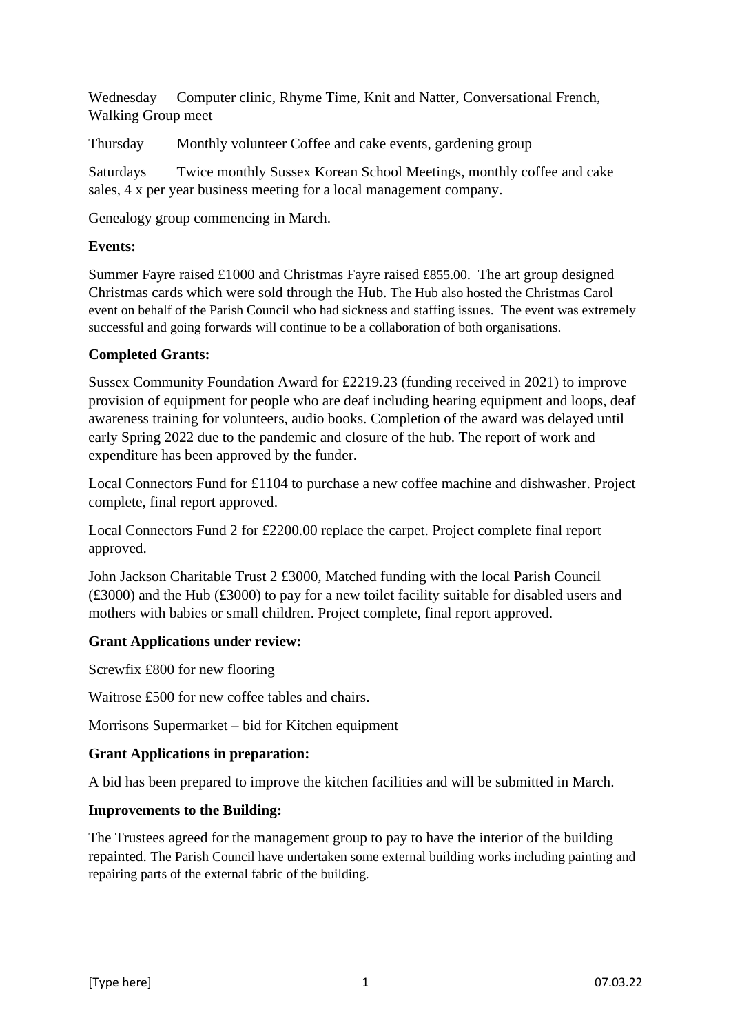Wednesday Computer clinic, Rhyme Time, Knit and Natter, Conversational French, Walking Group meet

Thursday Monthly volunteer Coffee and cake events, gardening group

Saturdays Twice monthly Sussex Korean School Meetings, monthly coffee and cake sales, 4 x per year business meeting for a local management company.

Genealogy group commencing in March.

**Events:**

Summer Fayre raised £1000 and Christmas Fayre raised £855.00. The art group designed Christmas cards which were sold through the Hub. The Hub also hosted the Christmas Carol event on behalf of the Parish Council who had sickness and staffing issues. The event was extremely successful and going forwards will continue to be a collaboration of both organisations.

**Completed Grants:**

Sussex Community Foundation Award for £2219.23 (funding received in 2021) to improve provision of equipment for people who are deaf including hearing equipment and loops, deaf awareness training for volunteers, audio books. Completion of the award was delayed until early Spring 2022 due to the pandemic and closure of the hub. The report of work and expenditure has been approved by the funder.

Local Connectors Fund for £1104 to purchase a new coffee machine and dishwasher. Project complete, final report approved.

Local Connectors Fund 2 for £2200.00 replace the carpet. Project complete final report approved.

John Jackson Charitable Trust 2 £3000, Matched funding with the local Parish Council (£3000) and the Hub (£3000) to pay for a new toilet facility suitable for disabled users and mothers with babies or small children. Project complete, final report approved.

**Grant Applications under review:**

Screwfix £800 for new flooring

Waitrose £500 for new coffee tables and chairs.

Morrisons Supermarket – bid for Kitchen equipment

**Grant Applications in preparation:**

A bid has been prepared to improve the kitchen facilities and will be submitted in March.

**Improvements to the Building:**

The Trustees agreed for the management group to pay to have the interior of the building repainted. The Parish Council have undertaken some external building works including painting and repairing parts of the external fabric of the building.